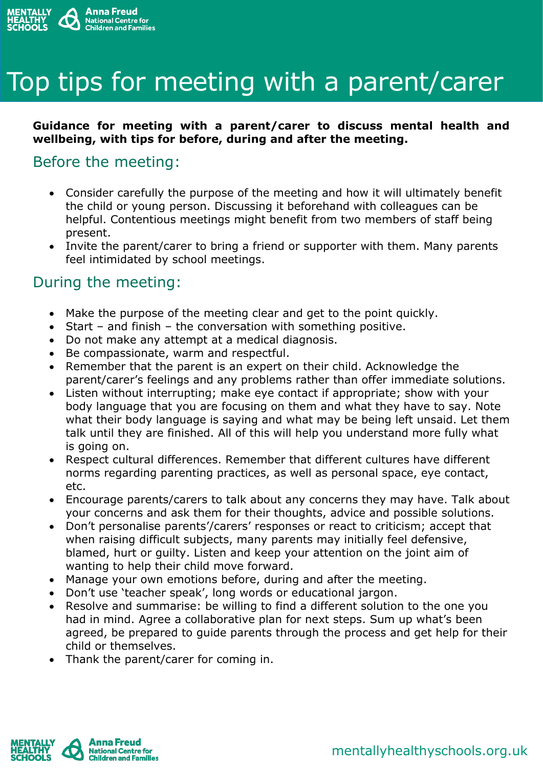# Top tips for meeting with a parent/carer

**Guidance for meeting with a parent/carer to discuss mental health and wellbeing, with tips for before, during and after the meeting.**

## Before the meeting:

- Consider carefully the purpose of the meeting and how it will ultimately benefit the child or young person. Discussing it beforehand with colleagues can be helpful. Contentious meetings might benefit from two members of staff being present.
- Invite the parent/carer to bring a friend or supporter with them. Many parents feel intimidated by school meetings.

## During the meeting:

- Make the purpose of the meeting clear and get to the point quickly.
- Start – and finish – the conversation with something positive.
- Do not make any attempt at a medical diagnosis.
- Be compassionate, warm and respectful.
- Remember that the parent is an expert on their child. Acknowledge the parent/carer's feelings and any problems rather than offer immediate solutions.
- Listen without interrupting; make eye contact if appropriate; show with your body language that you are focusing on them and what they have to say. Note what their body language is saying and what may be being left unsaid. Let them talk until they are finished. All of this will help you understand more fully what is going on.
- Respect cultural differences. Remember that different cultures have different norms regarding parenting practices, as well as personal space, eye contact, etc.
- Encourage parents/carers to talk about any concerns they may have. Talk about your concerns and ask them for their thoughts, advice and possible solutions.
- Don't personalise parents'/carers' responses or react to criticism; accept that when raising difficult subjects, many parents may initially feel defensive, blamed, hurt or guilty. Listen and keep your attention on the joint aim of wanting to help their child move forward.
- Manage your own emotions before, during and after the meeting.
- Don't use 'teacher speak', long words or educational jargon.
- Resolve and summarise: be willing to find a different solution to the one you had in mind. Agree a collaborative plan for next steps. Sum up what's been agreed, be prepared to guide parents through the process and get help for their child or themselves.
- Thank the parent/carer for coming in.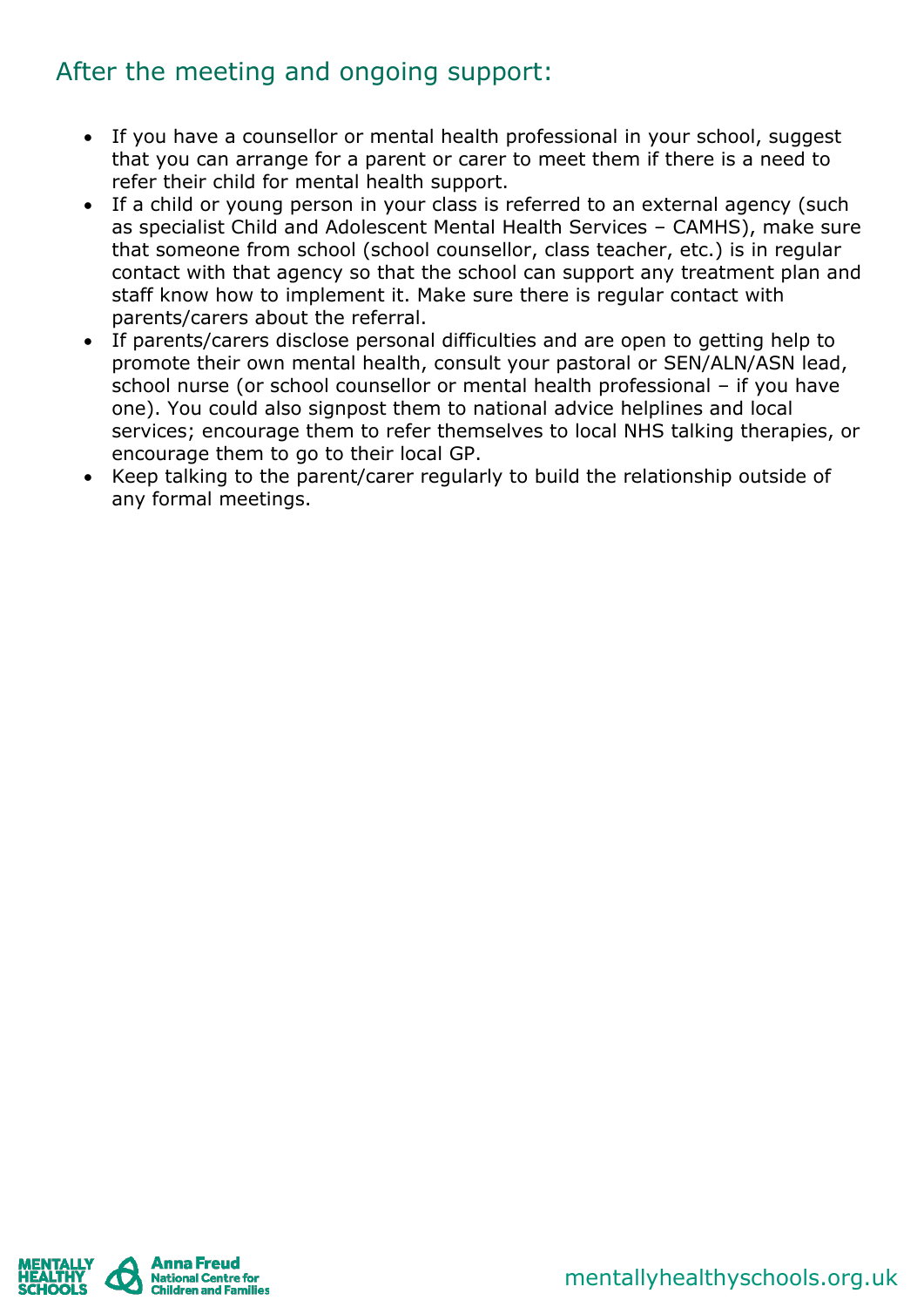## After the meeting and ongoing support:

- If you have a counsellor or mental health professional in your school, suggest that you can arrange for a parent or carer to meet them if there is a need to refer their child for mental health support.
- If a child or young person in your class is referred to an external agency (such as specialist Child and Adolescent Mental Health Services – CAMHS), make sure that someone from school (school counsellor, class teacher, etc.) is in regular contact with that agency so that the school can support any treatment plan and staff know how to implement it. Make sure there is regular contact with parents/carers about the referral.
- If parents/carers disclose personal difficulties and are open to getting help to promote their own mental health, consult your pastoral or SEN/ALN/ASN lead, school nurse (or school counsellor or mental health professional – if you have one). You could also signpost them to national advice helplines and local services; encourage them to refer themselves to local NHS talking therapies, or encourage them to go to their local GP.
- Keep talking to the parent/carer regularly to build the relationship outside of any formal meetings.